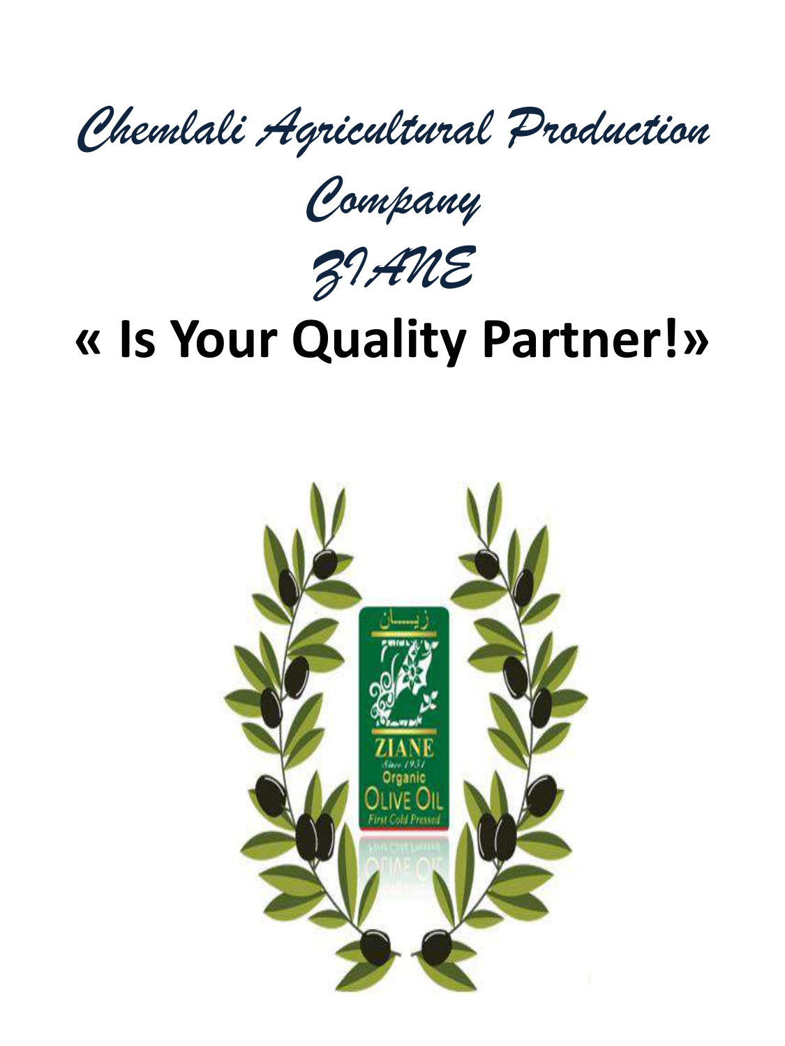# *Chemlali Agricultural Production Company*

# *ZIANE*

# « Is Your Quality Partner!»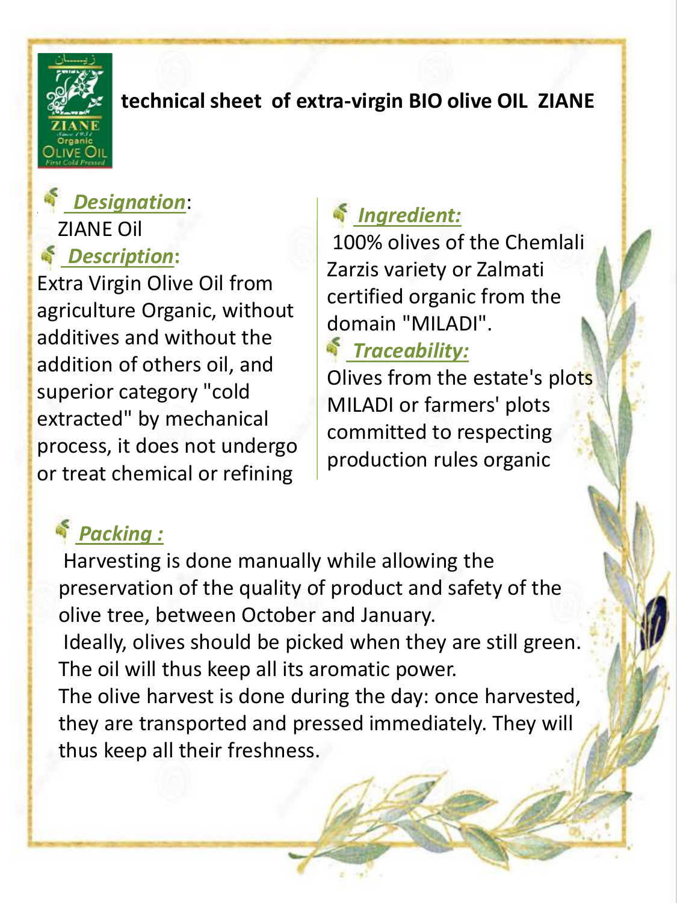# technical sheet of extra-virgin BIO olive OIL ZIANE

***Designation***:

ZIANE Oil

***Description***:

Extra Virgin Olive Oil from agriculture Organic, without additives and without the addition of others oil, and superior category "cold extracted" by mechanical process, it does not undergo or treat chemical or refining

***Ingredient:***

100% olives of the Chemlali Zarzis variety or Zalmati certified organic from the domain "MILADI".

***Traceability:***

Olives from the estate's plots MILADI or farmers' plots committed to respecting production rules organic

***Packing :***

Harvesting is done manually while allowing the preservation of the quality of product and safety of the olive tree, between October and January.

Ideally, olives should be picked when they are still green. The oil will thus keep all its aromatic power.

The olive harvest is done during the day: once harvested, they are transported and pressed immediately. They will thus keep all their freshness.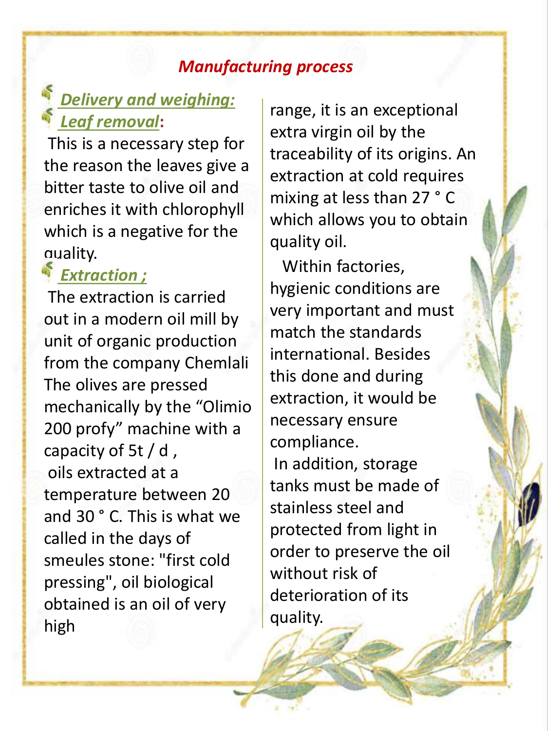## *Manufacturing process*

- ***Delivery and weighing:***
- ***Leaf removal*:**

This is a necessary step for the reason the leaves give a bitter taste to olive oil and enriches it with chlorophyll which is a negative for the quality.

- ***Extraction ;***

The extraction is carried out in a modern oil mill by unit of organic production from the company Chemlali The olives are pressed mechanically by the "Olimio 200 profy" machine with a capacity of 5t / d ,
oils extracted at a temperature between 20 and 30 ° C. This is what we called in the days of smeules stone: "first cold pressing", oil biological obtained is an oil of very high range, it is an exceptional extra virgin oil by the traceability of its origins. An extraction at cold requires mixing at less than 27 ° C which allows you to obtain quality oil.

Within factories, hygienic conditions are very important and must match the standards international. Besides this done and during extraction, it would be necessary ensure compliance.

In addition, storage tanks must be made of stainless steel and protected from light in order to preserve the oil without risk of deterioration of its quality.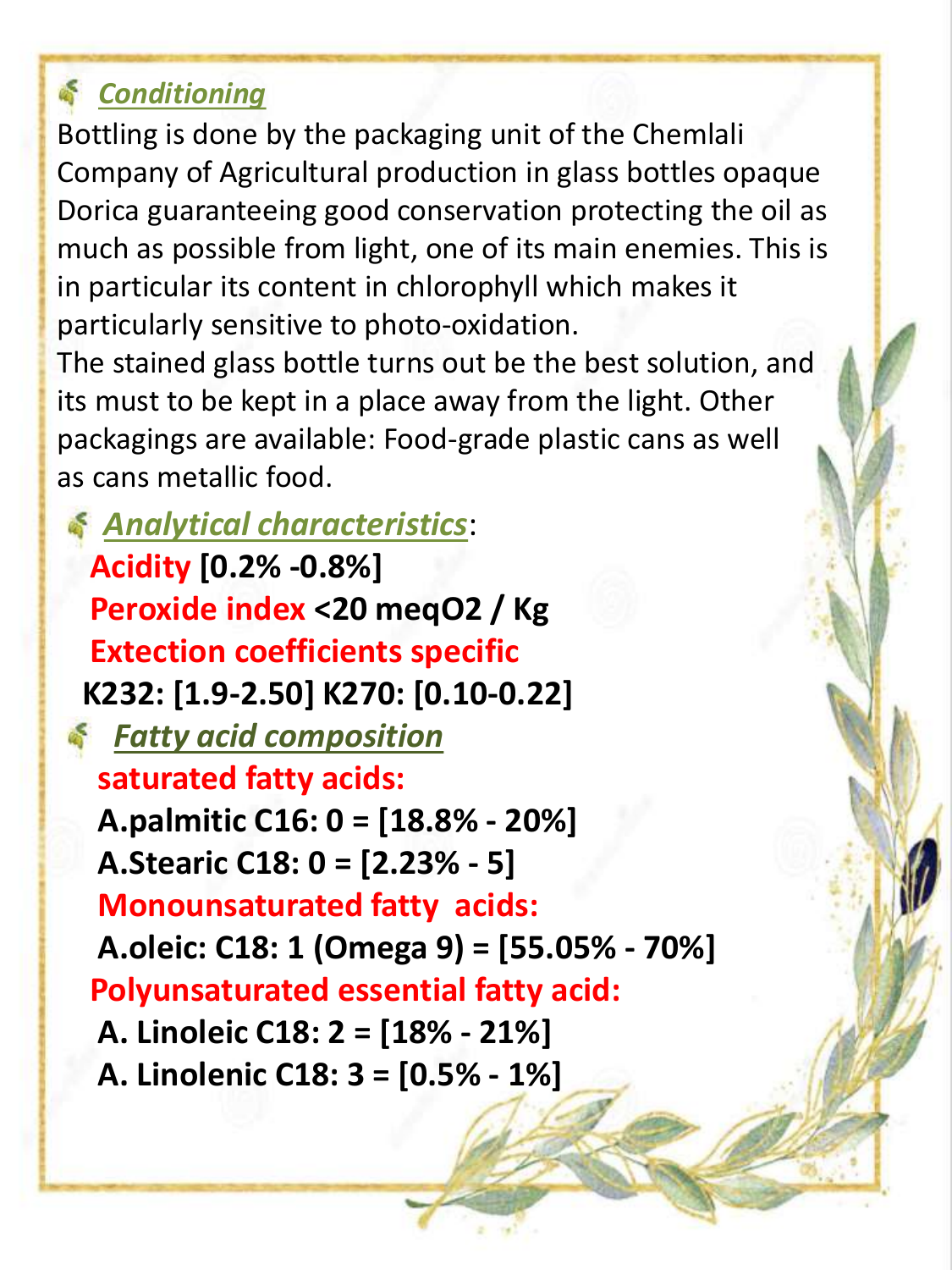## *Conditioning*

Bottling is done by the packaging unit of the Chemlali Company of Agricultural production in glass bottles opaque Dorica guaranteeing good conservation protecting the oil as much as possible from light, one of its main enemies. This is in particular its content in chlorophyll which makes it particularly sensitive to photo-oxidation.
The stained glass bottle turns out be the best solution, and its must to be kept in a place away from the light. Other packagings are available: Food-grade plastic cans as well as cans metallic food.

## *Analytical characteristics*:

**Acidity [0.2% -0.8%]**

**Peroxide index <20 meqO2 / Kg**

**Extection coefficients specific**

**K232: [1.9-2.50] K270: [0.10-0.22]**

## *Fatty acid composition*

**saturated fatty acids:**

**A.palmitic C16: 0 = [18.8% - 20%]**

**A.Stearic C18: 0 = [2.23% - 5]**

**Monounsaturated fatty acids:**

**A.oleic: C18: 1 (Omega 9) = [55.05% - 70%]**

**Polyunsaturated essential fatty acid:**

**A. Linoleic C18: 2 = [18% - 21%]**

**A. Linolenic C18: 3 = [0.5% - 1%]**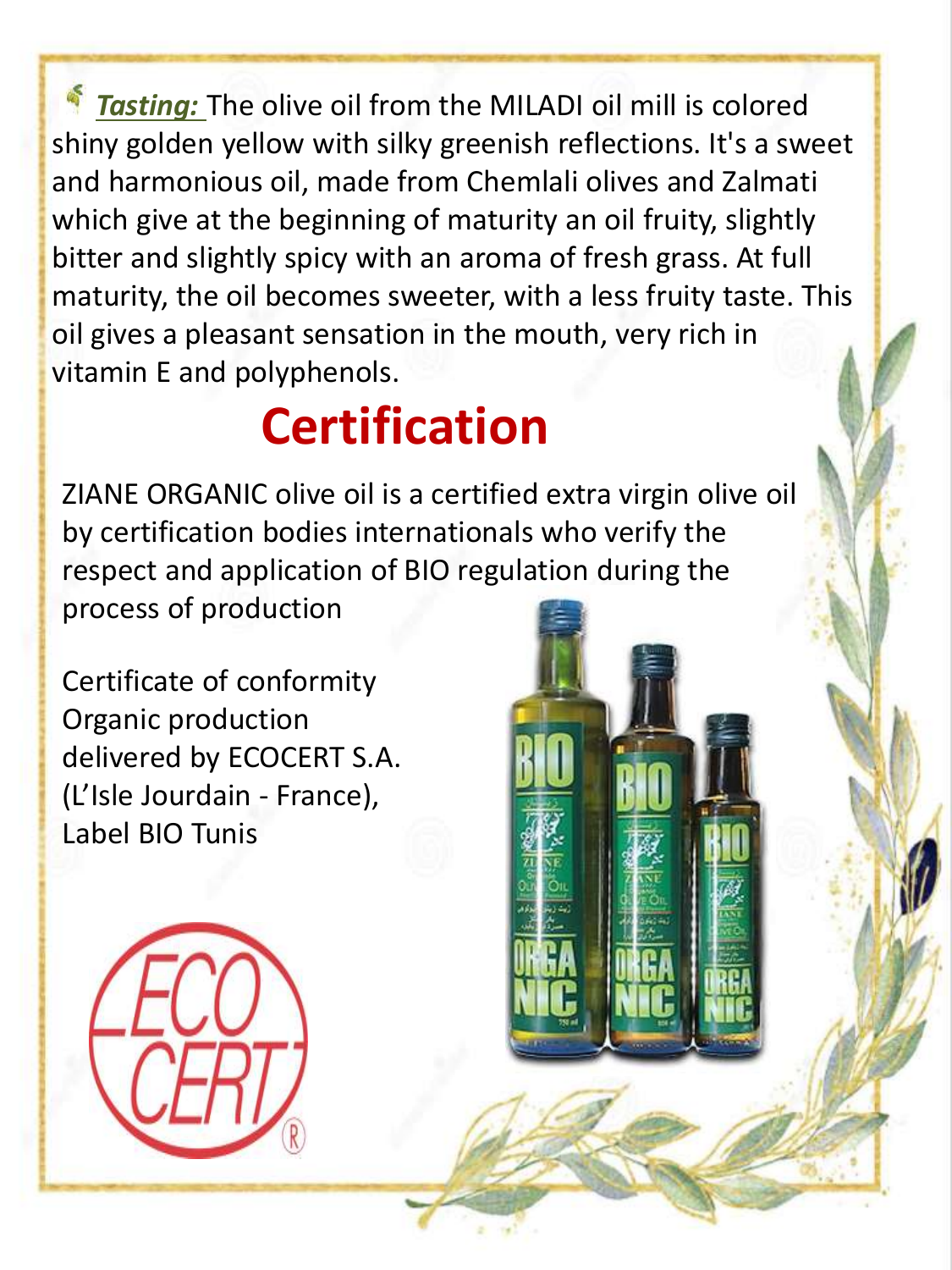***Tasting:*** The olive oil from the MILADI oil mill is colored shiny golden yellow with silky greenish reflections. It's a sweet and harmonious oil, made from Chemlali olives and Zalmati which give at the beginning of maturity an oil fruity, slightly bitter and slightly spicy with an aroma of fresh grass. At full maturity, the oil becomes sweeter, with a less fruity taste. This oil gives a pleasant sensation in the mouth, very rich in vitamin E and polyphenols.

# Certification

ZIANE ORGANIC olive oil is a certified extra virgin olive oil by certification bodies internationals who verify the respect and application of BIO regulation during the process of production

Certificate of conformity
Organic production
delivered by ECOCERT S.A.
(L'Isle Jourdain - France),
Label BIO Tunis